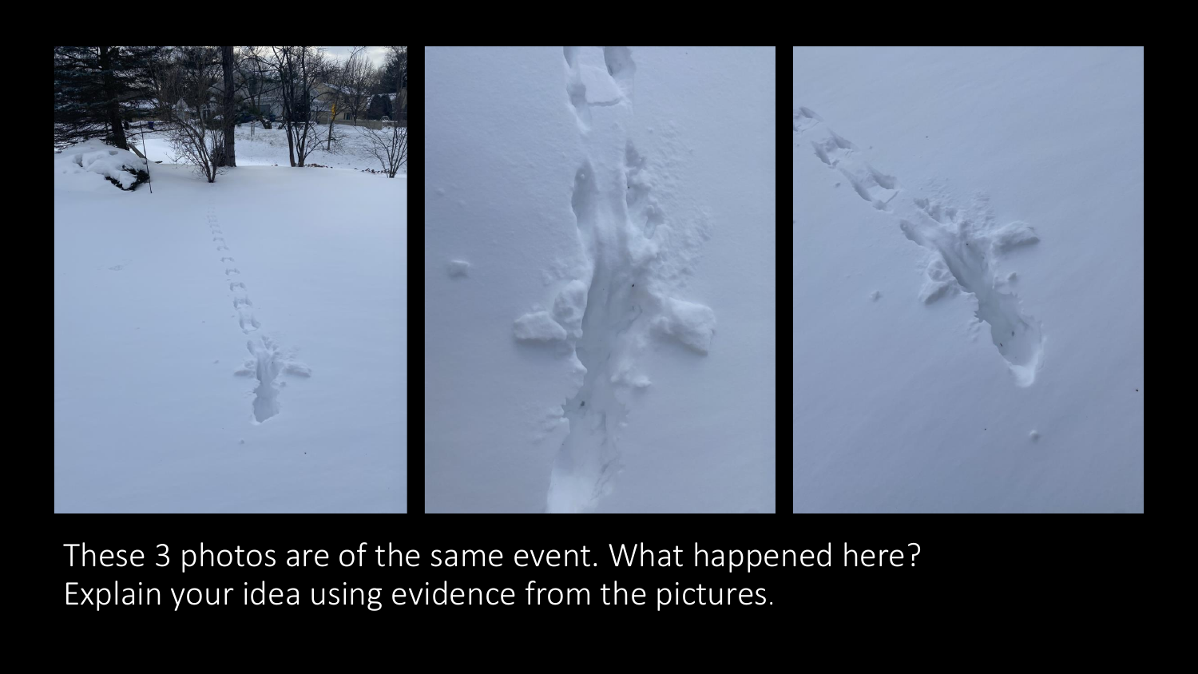These 3 photos are of the same event. What happened here? Explain your idea using evidence from the pictures.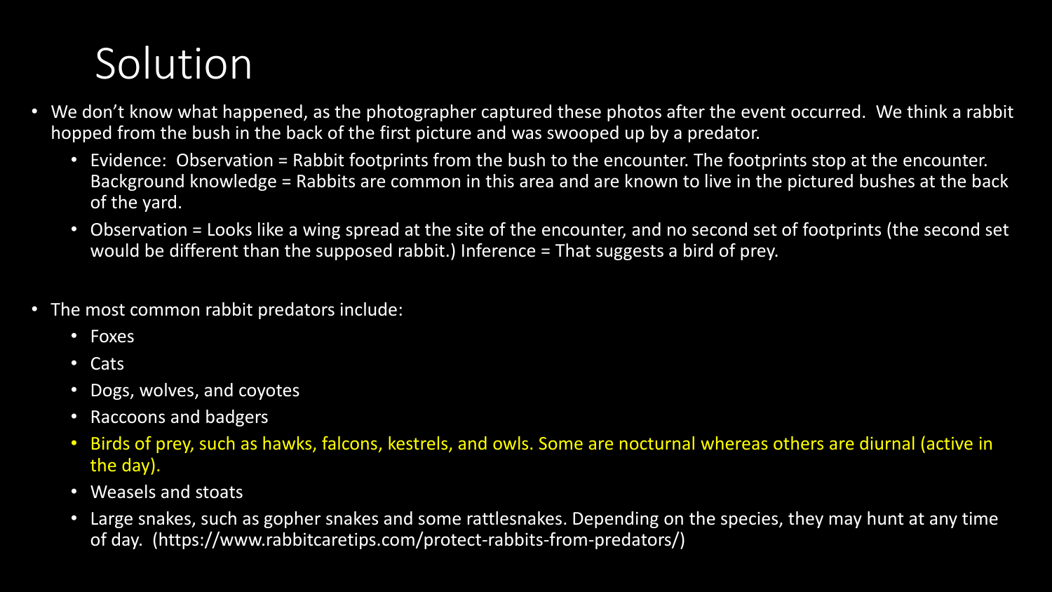# Solution

- We don't know what happened, as the photographer captured these photos after the event occurred. We think a rabbit hopped from the bush in the back of the first picture and was swooped up by a predator.
  - Evidence: Observation = Rabbit footprints from the bush to the encounter. The footprints stop at the encounter. Background knowledge = Rabbits are common in this area and are known to live in the pictured bushes at the back of the yard.
  - Observation = Looks like a wing spread at the site of the encounter, and no second set of footprints (the second set would be different than the supposed rabbit.) Inference = That suggests a bird of prey.

- The most common rabbit predators include:
  - Foxes
  - Cats
  - Dogs, wolves, and coyotes
  - Raccoons and badgers
  - Birds of prey, such as hawks, falcons, kestrels, and owls. Some are nocturnal whereas others are diurnal (active in the day).
  - Weasels and stoats
  - Large snakes, such as gopher snakes and some rattlesnakes. Depending on the species, they may hunt at any time of day. (https://www.rabbitcaretips.com/protect-rabbits-from-predators/)